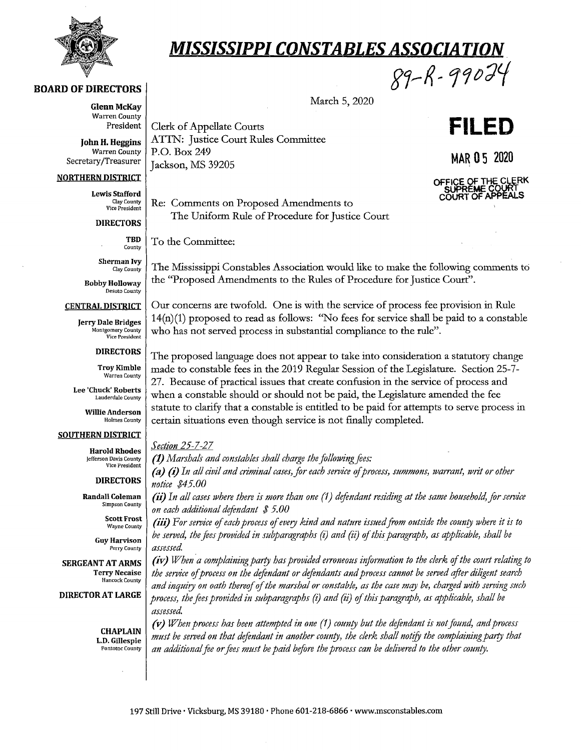# MISSISSIPPI CONSTABLES ASSOCIATION

89-R-99024

**BOARD OF DIRECTORS**

**Glenn McKay**
Warren County
President

**John H. Heggins**
Warren County
Secretary/Treasurer

**NORTHERN DISTRICT**

**Lewis Stafford**
Clay County
Vice President

**DIRECTORS**

**TBD**
County

**Sherman Ivy**
Clay County

**Bobby Holloway**
Desoto County

**CENTRAL DISTRICT**

**Jerry Dale Bridges**
Montgomery County
Vice President

**DIRECTORS**

**Troy Kimble**
Warren County

**Lee 'Chuck' Roberts**
Lauderdale County

**Willie Anderson**
Holmes County

**SOUTHERN DISTRICT**

**Harold Rhodes**
Jefferson Davis County
Vice President

**DIRECTORS**

**Randall Coleman**
Simpson County

**Scott Frost**
Wayne County

**Guy Harvison**
Perry County

**SERGEANT AT ARMS**
**Terry Necaise**
Hancock County

**DIRECTOR AT LARGE**

**CHAPLAIN**
**L.D. Gillespie**
Pontotoc County

March 5, 2020

**FILED**

**MAR 05 2020**

OFFICE OF THE CLERK
SUPREME COURT
COURT OF APPEALS

Clerk of Appellate Courts
ATTN: Justice Court Rules Committee
P.O. Box 249
Jackson, MS 39205

Re: Comments on Proposed Amendments to
The Uniform Rule of Procedure for Justice Court

To the Committee:

The Mississippi Constables Association would like to make the following comments to the "Proposed Amendments to the Rules of Procedure for Justice Court".

Our concerns are twofold. One is with the service of process fee provision in Rule 14(n)(1) proposed to read as follows: "No fees for service shall be paid to a constable who has not served process in substantial compliance to the rule".

The proposed language does not appear to take into consideration a statutory change made to constable fees in the 2019 Regular Session of the Legislature. Section 25-7-27. Because of practical issues that create confusion in the service of process and when a constable should or should not be paid, the Legislature amended the fee statute to clarify that a constable is entitled to be paid for attempts to serve process in certain situations even though service is not finally completed.

*Section 25-7-27*

***(1)*** *Marshals and constables shall charge the following fees:*

***(a) (i)*** *In all civil and criminal cases, for each service of process, summons, warrant, writ or other notice $45.00*

***(ii)*** *In all cases where there is more than one (1) defendant residing at the same household, for service on each additional defendant $ 5.00*

***(iii)*** *For service of each process of every kind and nature issued from outside the county where it is to be served, the fees provided in subparagraphs (i) and (ii) of this paragraph, as applicable, shall be assessed.*

***(iv)*** *When a complaining party has provided erroneous information to the clerk of the court relating to the service of process on the defendant or defendants and process cannot be served after diligent search and inquiry on oath thereof of the marshal or constable, as the case may be, charged with serving such process, the fees provided in subparagraphs (i) and (ii) of this paragraph, as applicable, shall be assessed.*

***(v)*** *When process has been attempted in one (1) county but the defendant is not found, and process must be served on that defendant in another county, the clerk shall notify the complaining party that an additional fee or fees must be paid before the process can be delivered to the other county.*

197 Still Drive · Vicksburg, MS 39180 · Phone 601-218-6866 · www.msconstables.com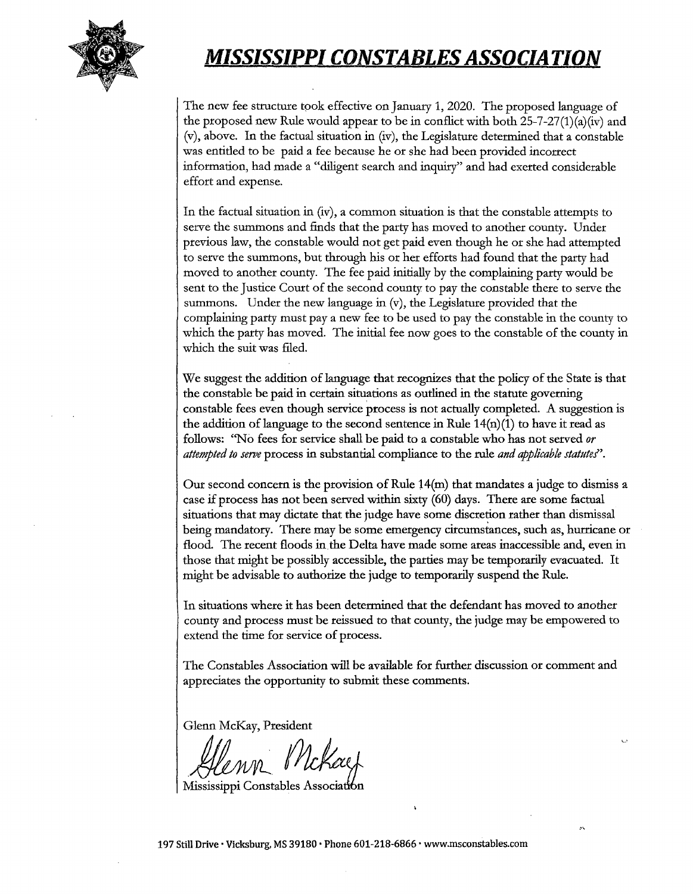# *MISSISSIPPI CONSTABLES ASSOCIATION*

The new fee structure took effective on January 1, 2020. The proposed language of the proposed new Rule would appear to be in conflict with both 25-7-27(1)(a)(iv) and (v), above. In the factual situation in (iv), the Legislature determined that a constable was entitled to be paid a fee because he or she had been provided incorrect information, had made a "diligent search and inquiry" and had exerted considerable effort and expense.

In the factual situation in (iv), a common situation is that the constable attempts to serve the summons and finds that the party has moved to another county. Under previous law, the constable would not get paid even though he or she had attempted to serve the summons, but through his or her efforts had found that the party had moved to another county. The fee paid initially by the complaining party would be sent to the Justice Court of the second county to pay the constable there to serve the summons. Under the new language in (v), the Legislature provided that the complaining party must pay a new fee to be used to pay the constable in the county to which the party has moved. The initial fee now goes to the constable of the county in which the suit was filed.

We suggest the addition of language that recognizes that the policy of the State is that the constable be paid in certain situations as outlined in the statute governing constable fees even though service process is not actually completed. A suggestion is the addition of language to the second sentence in Rule 14(n)(1) to have it read as follows: "No fees for service shall be paid to a constable who has not served *or attempted to serve* process in substantial compliance to the rule *and applicable statutes*".

Our second concern is the provision of Rule 14(m) that mandates a judge to dismiss a case if process has not been served within sixty (60) days. There are some factual situations that may dictate that the judge have some discretion rather than dismissal being mandatory. There may be some emergency circumstances, such as, hurricane or flood. The recent floods in the Delta have made some areas inaccessible and, even in those that might be possibly accessible, the parties may be temporarily evacuated. It might be advisable to authorize the judge to temporarily suspend the Rule.

In situations where it has been determined that the defendant has moved to another county and process must be reissued to that county, the judge may be empowered to extend the time for service of process.

The Constables Association will be available for further discussion or comment and appreciates the opportunity to submit these comments.

Glenn McKay, President

*Glenn McKay*

Mississippi Constables Association

197 Still Drive • Vicksburg, MS 39180 • Phone 601-218-6866 • www.msconstables.com